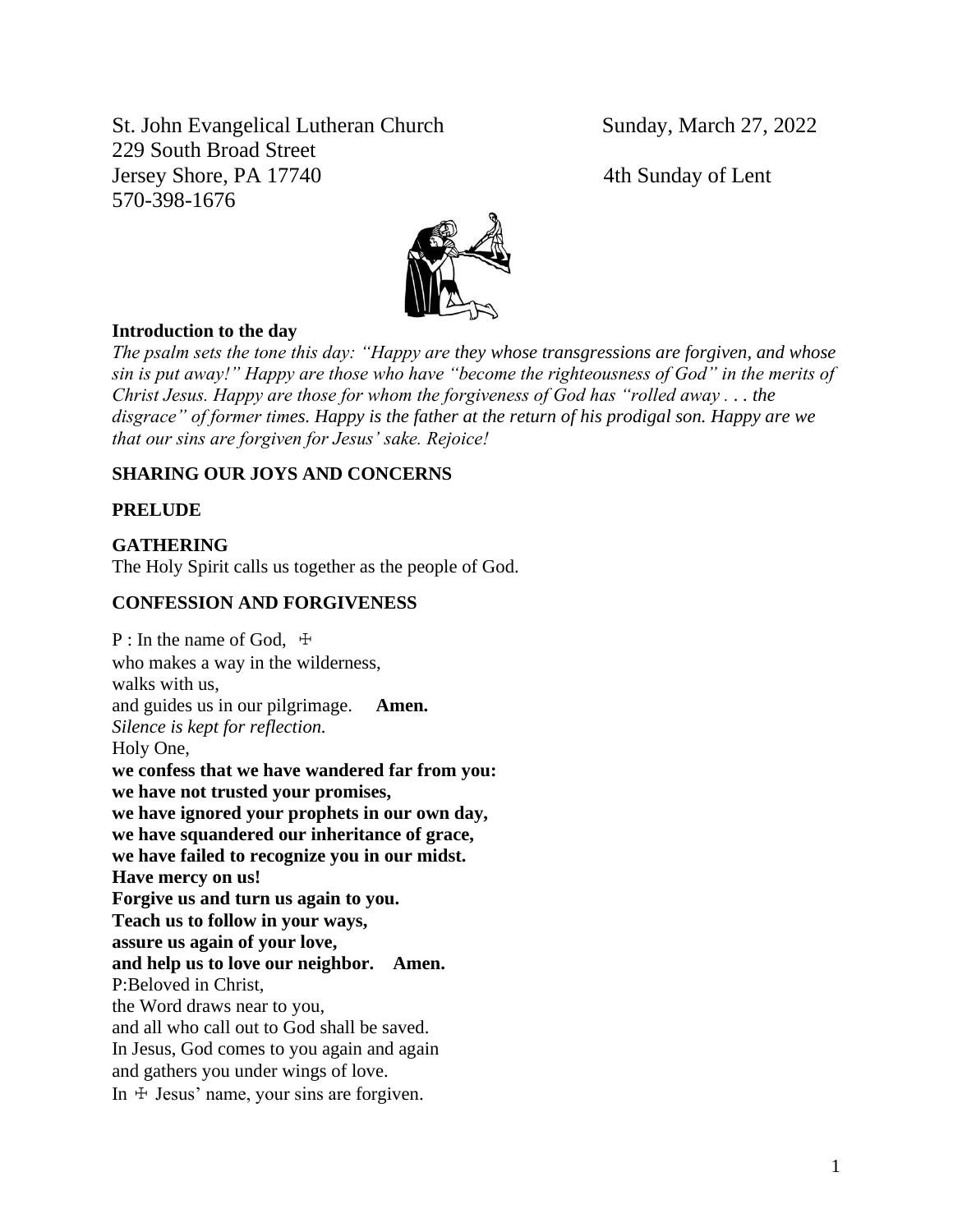St. John Evangelical Lutheran Church
229 South Broad Street
Jersey Shore, PA 17740
570-398-1676

Sunday, March 27, 2022

4th Sunday of Lent

**Introduction to the day**

*The psalm sets the tone this day: "Happy are they whose transgressions are forgiven, and whose sin is put away!" Happy are those who have "become the righteousness of God" in the merits of Christ Jesus. Happy are those for whom the forgiveness of God has "rolled away . . . the disgrace" of former times. Happy is the father at the return of his prodigal son. Happy are we that our sins are forgiven for Jesus' sake. Rejoice!*

**SHARING OUR JOYS AND CONCERNS**

**PRELUDE**

**GATHERING**

The Holy Spirit calls us together as the people of God.

**CONFESSION AND FORGIVENESS**

P : In the name of God, ☩
who makes a way in the wilderness,
walks with us,
and guides us in our pilgrimage. **Amen.**
*Silence is kept for reflection.*
Holy One,
**we confess that we have wandered far from you:**
**we have not trusted your promises,**
**we have ignored your prophets in our own day,**
**we have squandered our inheritance of grace,**
**we have failed to recognize you in our midst.**
**Have mercy on us!**
**Forgive us and turn us again to you.**
**Teach us to follow in your ways,**
**assure us again of your love,**
**and help us to love our neighbor. Amen.**
P:Beloved in Christ,
the Word draws near to you,
and all who call out to God shall be saved.
In Jesus, God comes to you again and again
and gathers you under wings of love.
In ☩ Jesus' name, your sins are forgiven.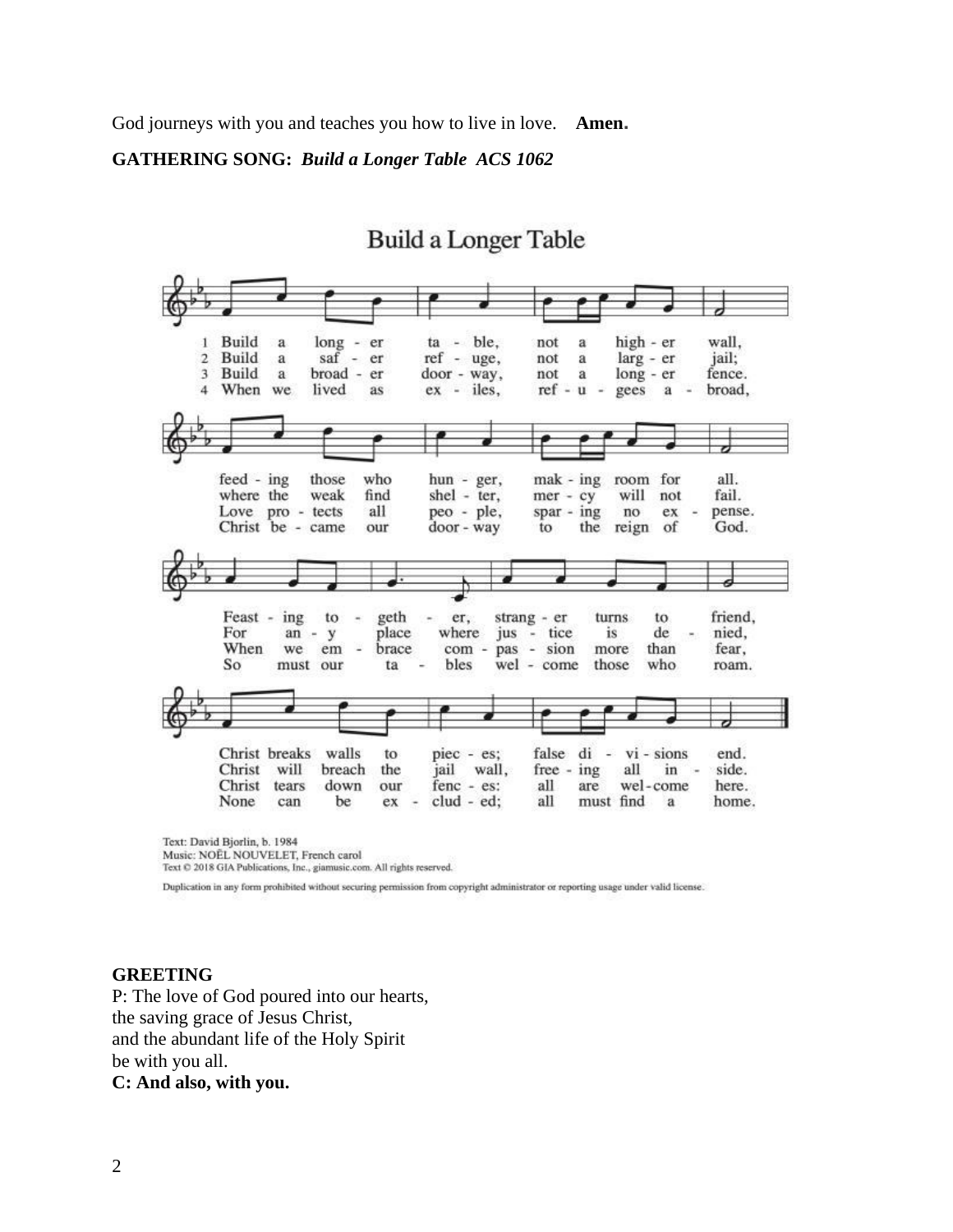God journeys with you and teaches you how to live in love. **Amen.**

**GATHERING SONG:** ***Build a Longer Table ACS 1062***

## Build a Longer Table

1 Build a longer table, not a higher wall,
feeding those who hunger, making room for all.
Feasting together, stranger turns to friend,
Christ breaks walls to pieces; false divisions end.

2 Build a safer refuge, not a larger jail;
where the weak find shelter, mercy will not fail.
For any place where justice is denied,
Christ will breach the jail wall, freeing all inside.

3 Build a broader doorway, not a longer fence.
Love protects all people, sparing no expense.
When we embrace compassion more than fear,
Christ tears down our fences: all are welcome here.

4 When we lived as exiles, refugees abroad,
Christ became our doorway to the reign of God.
So must our tables welcome those who roam.
None can be excluded; all must find a home.

Text: David Bjorlin, b. 1984
Music: NOËL NOUVELET, French carol
Text © 2018 GIA Publications, Inc., giamusic.com. All rights reserved.

Duplication in any form prohibited without securing permission from copyright administrator or reporting usage under valid license.

**GREETING**

P: The love of God poured into our hearts,
the saving grace of Jesus Christ,
and the abundant life of the Holy Spirit
be with you all.
**C: And also, with you.**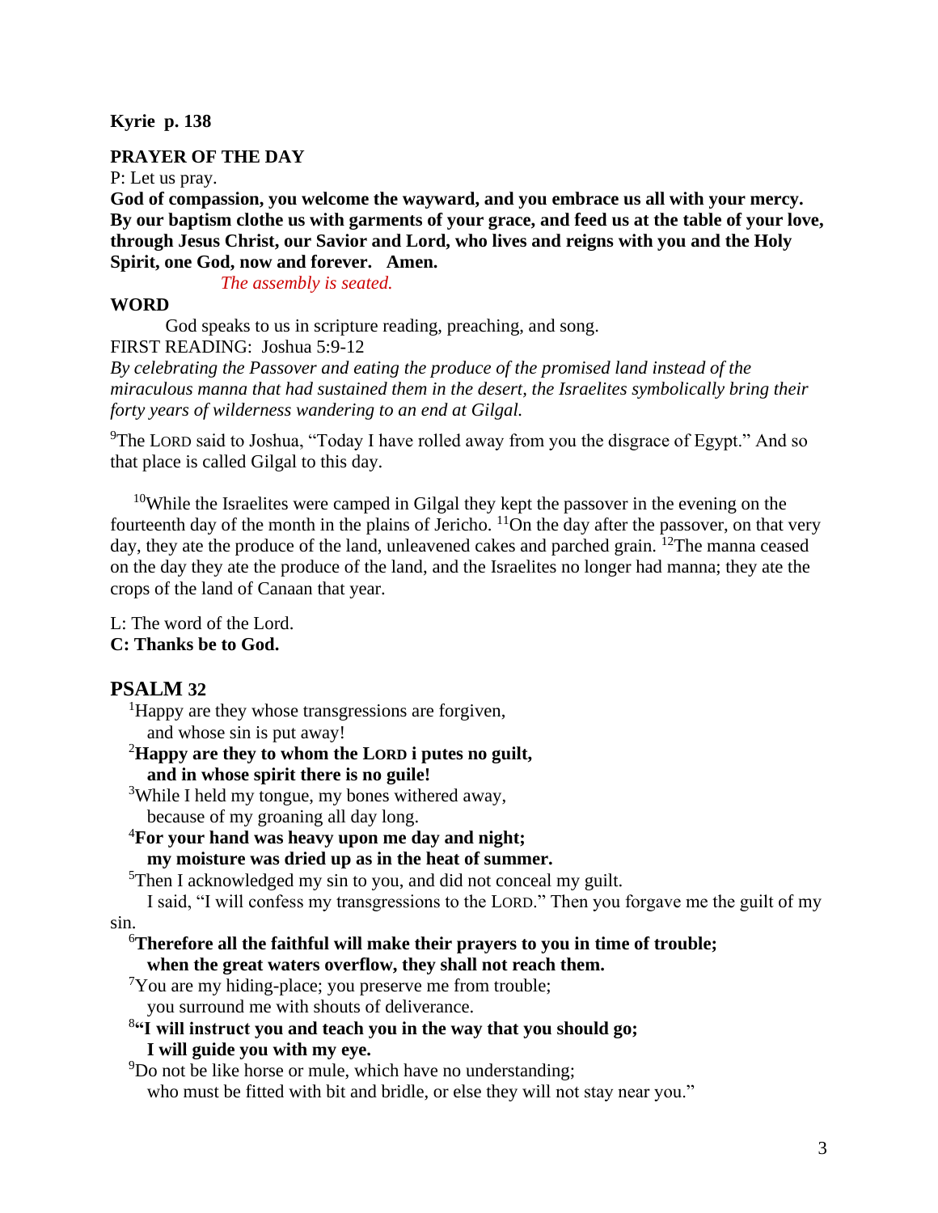**Kyrie p. 138**

**PRAYER OF THE DAY**

P: Let us pray.

**God of compassion, you welcome the wayward, and you embrace us all with your mercy. By our baptism clothe us with garments of your grace, and feed us at the table of your love, through Jesus Christ, our Savior and Lord, who lives and reigns with you and the Holy Spirit, one God, now and forever. Amen.**

*The assembly is seated.*

**WORD**

God speaks to us in scripture reading, preaching, and song.

FIRST READING: Joshua 5:9-12

*By celebrating the Passover and eating the produce of the promised land instead of the miraculous manna that had sustained them in the desert, the Israelites symbolically bring their forty years of wilderness wandering to an end at Gilgal.*

[9]The LORD said to Joshua, "Today I have rolled away from you the disgrace of Egypt." And so that place is called Gilgal to this day.

[10]While the Israelites were camped in Gilgal they kept the passover in the evening on the fourteenth day of the month in the plains of Jericho. [11]On the day after the passover, on that very day, they ate the produce of the land, unleavened cakes and parched grain. [12]The manna ceased on the day they ate the produce of the land, and the Israelites no longer had manna; they ate the crops of the land of Canaan that year.

L: The word of the Lord.
**C: Thanks be to God.**

## PSALM 32

[1]Happy are they whose transgressions are forgiven,
and whose sin is put away!

**[2]Happy are they to whom the LORD i putes no guilt,**
**and in whose spirit there is no guile!**

[3]While I held my tongue, my bones withered away,
because of my groaning all day long.

**[4]For your hand was heavy upon me day and night;**
**my moisture was dried up as in the heat of summer.**

[5]Then I acknowledged my sin to you, and did not conceal my guilt.
I said, "I will confess my transgressions to the LORD." Then you forgave me the guilt of my sin.

**[6]Therefore all the faithful will make their prayers to you in time of trouble;**
**when the great waters overflow, they shall not reach them.**

[7]You are my hiding-place; you preserve me from trouble;
you surround me with shouts of deliverance.

**[8]"I will instruct you and teach you in the way that you should go;**
**I will guide you with my eye.**

[9]Do not be like horse or mule, which have no understanding;
who must be fitted with bit and bridle, or else they will not stay near you."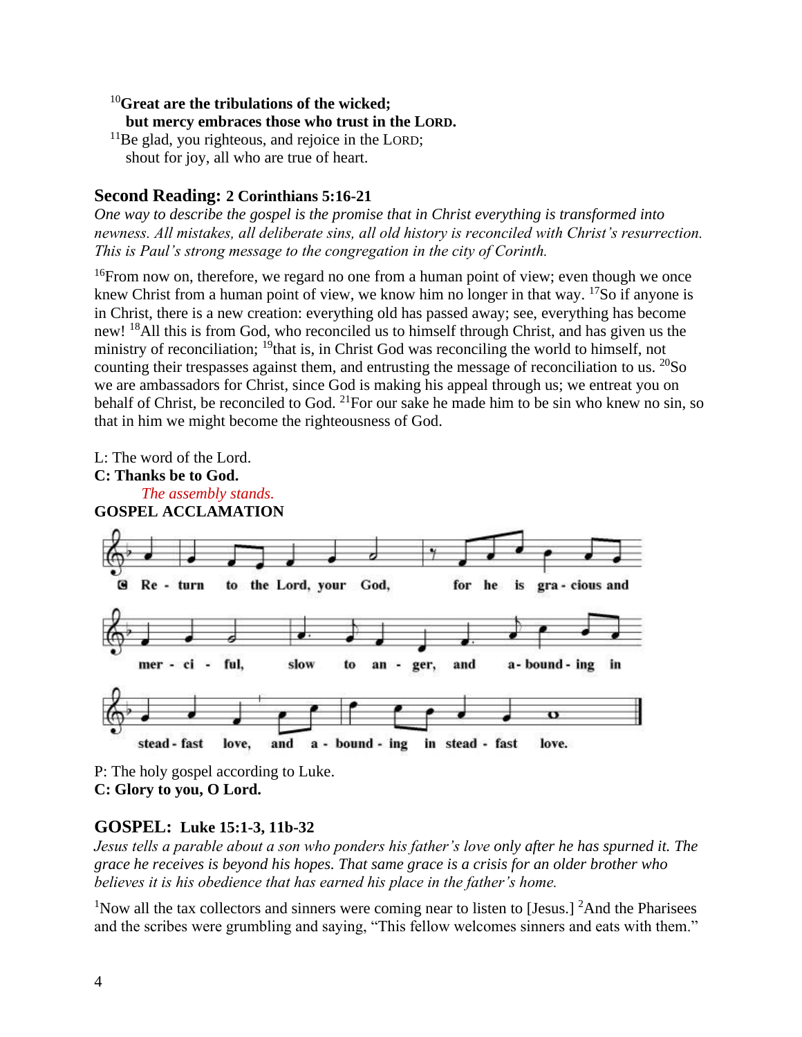[10]**Great are the tribulations of the wicked;**
**but mercy embraces those who trust in the LORD.**
[11]Be glad, you righteous, and rejoice in the LORD;
shout for joy, all who are true of heart.

## Second Reading: 2 Corinthians 5:16-21

*One way to describe the gospel is the promise that in Christ everything is transformed into newness. All mistakes, all deliberate sins, all old history is reconciled with Christ's resurrection. This is Paul's strong message to the congregation in the city of Corinth.*

[16]From now on, therefore, we regard no one from a human point of view; even though we once knew Christ from a human point of view, we know him no longer in that way. [17]So if anyone is in Christ, there is a new creation: everything old has passed away; see, everything has become new! [18]All this is from God, who reconciled us to himself through Christ, and has given us the ministry of reconciliation; [19]that is, in Christ God was reconciling the world to himself, not counting their trespasses against them, and entrusting the message of reconciliation to us. [20]So we are ambassadors for Christ, since God is making his appeal through us; we entreat you on behalf of Christ, be reconciled to God. [21]For our sake he made him to be sin who knew no sin, so that in him we might become the righteousness of God.

L: The word of the Lord.
**C: Thanks be to God.**

*The assembly stands.*

**GOSPEL ACCLAMATION**

C Return to the Lord, your God, for he is gracious and merciful, slow to anger, and abounding in steadfast love, and abounding in steadfast love.

P: The holy gospel according to Luke.
**C: Glory to you, O Lord.**

## GOSPEL: Luke 15:1-3, 11b-32

*Jesus tells a parable about a son who ponders his father's love only after he has spurned it. The grace he receives is beyond his hopes. That same grace is a crisis for an older brother who believes it is his obedience that has earned his place in the father's home.*

[1]Now all the tax collectors and sinners were coming near to listen to [Jesus.] [2]And the Pharisees and the scribes were grumbling and saying, "This fellow welcomes sinners and eats with them."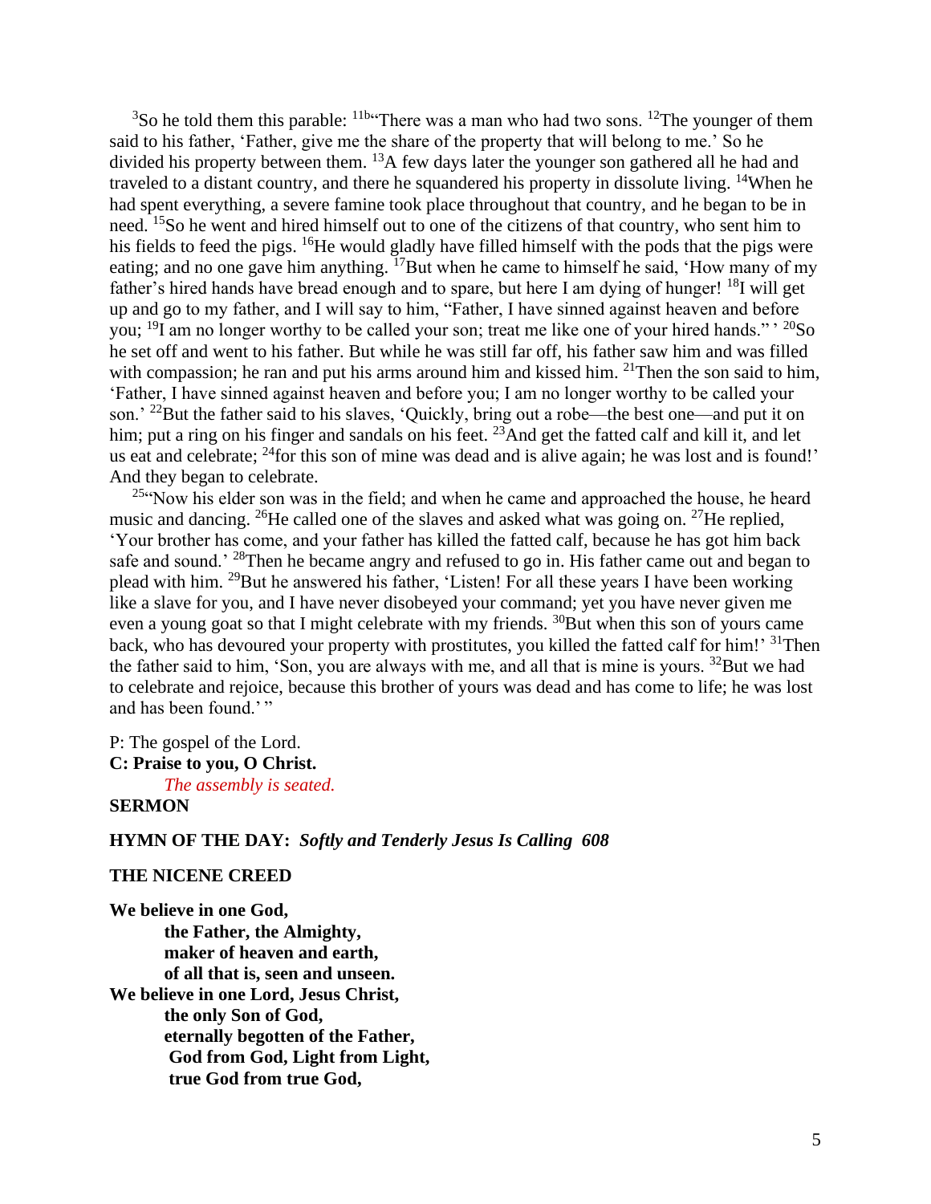[3]So he told them this parable: [11b]"There was a man who had two sons. [12]The younger of them said to his father, 'Father, give me the share of the property that will belong to me.' So he divided his property between them. [13]A few days later the younger son gathered all he had and traveled to a distant country, and there he squandered his property in dissolute living. [14]When he had spent everything, a severe famine took place throughout that country, and he began to be in need. [15]So he went and hired himself out to one of the citizens of that country, who sent him to his fields to feed the pigs. [16]He would gladly have filled himself with the pods that the pigs were eating; and no one gave him anything. [17]But when he came to himself he said, 'How many of my father's hired hands have bread enough and to spare, but here I am dying of hunger! [18]I will get up and go to my father, and I will say to him, "Father, I have sinned against heaven and before you; [19]I am no longer worthy to be called your son; treat me like one of your hired hands." ' [20]So he set off and went to his father. But while he was still far off, his father saw him and was filled with compassion; he ran and put his arms around him and kissed him. [21]Then the son said to him, 'Father, I have sinned against heaven and before you; I am no longer worthy to be called your son.' [22]But the father said to his slaves, 'Quickly, bring out a robe—the best one—and put it on him; put a ring on his finger and sandals on his feet. [23]And get the fatted calf and kill it, and let us eat and celebrate; [24]for this son of mine was dead and is alive again; he was lost and is found!' And they began to celebrate.

[25]"Now his elder son was in the field; and when he came and approached the house, he heard music and dancing. [26]He called one of the slaves and asked what was going on. [27]He replied, 'Your brother has come, and your father has killed the fatted calf, because he has got him back safe and sound.' [28]Then he became angry and refused to go in. His father came out and began to plead with him. [29]But he answered his father, 'Listen! For all these years I have been working like a slave for you, and I have never disobeyed your command; yet you have never given me even a young goat so that I might celebrate with my friends. [30]But when this son of yours came back, who has devoured your property with prostitutes, you killed the fatted calf for him!' [31]Then the father said to him, 'Son, you are always with me, and all that is mine is yours. [32]But we had to celebrate and rejoice, because this brother of yours was dead and has come to life; he was lost and has been found.' "

P: The gospel of the Lord.
**C: Praise to you, O Christ.**

*The assembly is seated.*

**SERMON**

**HYMN OF THE DAY:** ***Softly and Tenderly Jesus Is Calling 608***

**THE NICENE CREED**

**We believe in one God,**
**the Father, the Almighty,**
**maker of heaven and earth,**
**of all that is, seen and unseen.**
**We believe in one Lord, Jesus Christ,**
**the only Son of God,**
**eternally begotten of the Father,**
**God from God, Light from Light,**
**true God from true God,**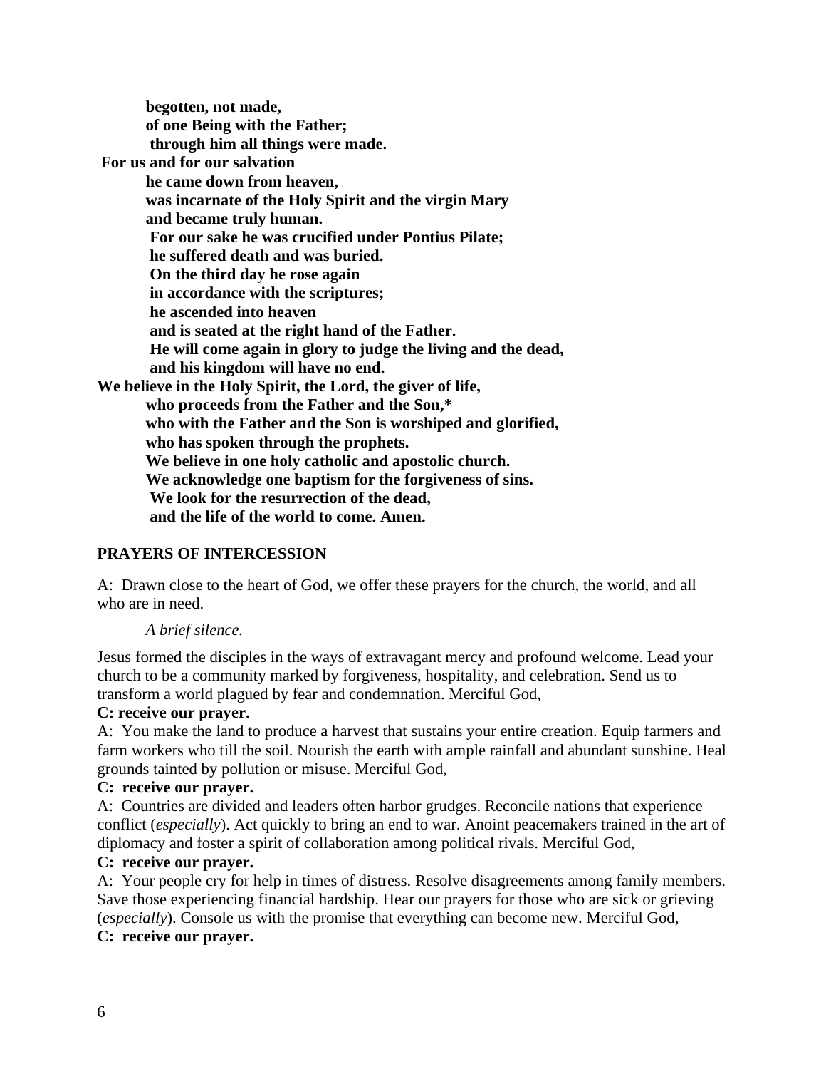**begotten, not made,**
**of one Being with the Father;**
**through him all things were made.**
**For us and for our salvation**
**he came down from heaven,**
**was incarnate of the Holy Spirit and the virgin Mary**
**and became truly human.**
**For our sake he was crucified under Pontius Pilate;**
**he suffered death and was buried.**
**On the third day he rose again**
**in accordance with the scriptures;**
**he ascended into heaven**
**and is seated at the right hand of the Father.**
**He will come again in glory to judge the living and the dead,**
**and his kingdom will have no end.**
**We believe in the Holy Spirit, the Lord, the giver of life,**
**who proceeds from the Father and the Son,***
**who with the Father and the Son is worshiped and glorified,**
**who has spoken through the prophets.**
**We believe in one holy catholic and apostolic church.**
**We acknowledge one baptism for the forgiveness of sins.**
**We look for the resurrection of the dead,**
**and the life of the world to come. Amen.**

## PRAYERS OF INTERCESSION

A: Drawn close to the heart of God, we offer these prayers for the church, the world, and all who are in need.

*A brief silence.*

Jesus formed the disciples in the ways of extravagant mercy and profound welcome. Lead your church to be a community marked by forgiveness, hospitality, and celebration. Send us to transform a world plagued by fear and condemnation. Merciful God,

**C: receive our prayer.**

A: You make the land to produce a harvest that sustains your entire creation. Equip farmers and farm workers who till the soil. Nourish the earth with ample rainfall and abundant sunshine. Heal grounds tainted by pollution or misuse. Merciful God,

**C: receive our prayer.**

A: Countries are divided and leaders often harbor grudges. Reconcile nations that experience conflict (*especially*). Act quickly to bring an end to war. Anoint peacemakers trained in the art of diplomacy and foster a spirit of collaboration among political rivals. Merciful God,

**C: receive our prayer.**

A: Your people cry for help in times of distress. Resolve disagreements among family members. Save those experiencing financial hardship. Hear our prayers for those who are sick or grieving (*especially*). Console us with the promise that everything can become new. Merciful God,

**C: receive our prayer.**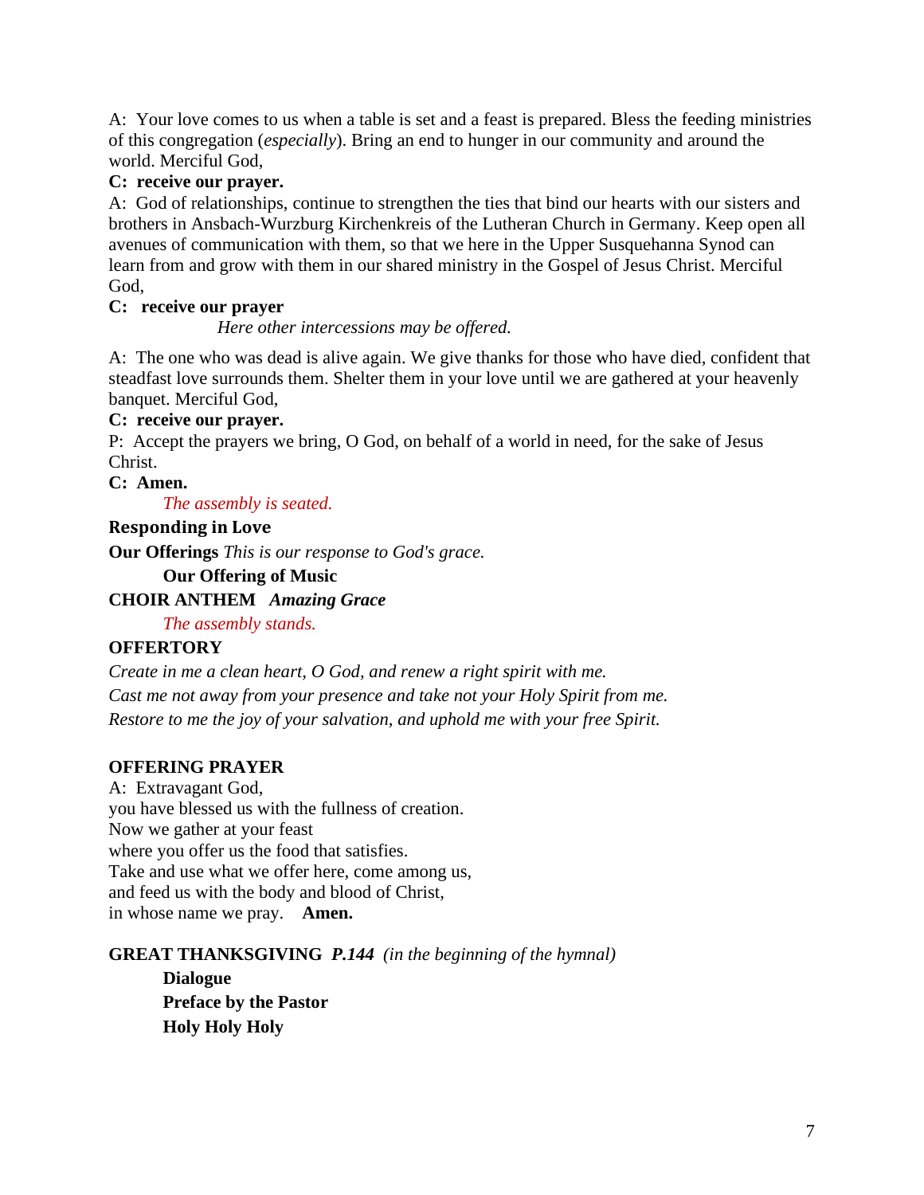A: Your love comes to us when a table is set and a feast is prepared. Bless the feeding ministries of this congregation (*especially*). Bring an end to hunger in our community and around the world. Merciful God,

**C: receive our prayer.**

A: God of relationships, continue to strengthen the ties that bind our hearts with our sisters and brothers in Ansbach-Wurzburg Kirchenkreis of the Lutheran Church in Germany. Keep open all avenues of communication with them, so that we here in the Upper Susquehanna Synod can learn from and grow with them in our shared ministry in the Gospel of Jesus Christ. Merciful God,

**C: receive our prayer**

*Here other intercessions may be offered.*

A: The one who was dead is alive again. We give thanks for those who have died, confident that steadfast love surrounds them. Shelter them in your love until we are gathered at your heavenly banquet. Merciful God,

**C: receive our prayer.**

P: Accept the prayers we bring, O God, on behalf of a world in need, for the sake of Jesus Christ.

**C: Amen.**

*The assembly is seated.*

**Responding in Love**

**Our Offerings** *This is our response to God's grace.*

**Our Offering of Music**

**CHOIR ANTHEM** ***Amazing Grace***

*The assembly stands.*

**OFFERTORY**

*Create in me a clean heart, O God, and renew a right spirit with me.*
*Cast me not away from your presence and take not your Holy Spirit from me.*
*Restore to me the joy of your salvation, and uphold me with your free Spirit.*

**OFFERING PRAYER**

A: Extravagant God,
you have blessed us with the fullness of creation.
Now we gather at your feast
where you offer us the food that satisfies.
Take and use what we offer here, come among us,
and feed us with the body and blood of Christ,
in whose name we pray. **Amen.**

**GREAT THANKSGIVING** ***P.144*** *(in the beginning of the hymnal)*

**Dialogue**

**Preface by the Pastor**

**Holy Holy Holy**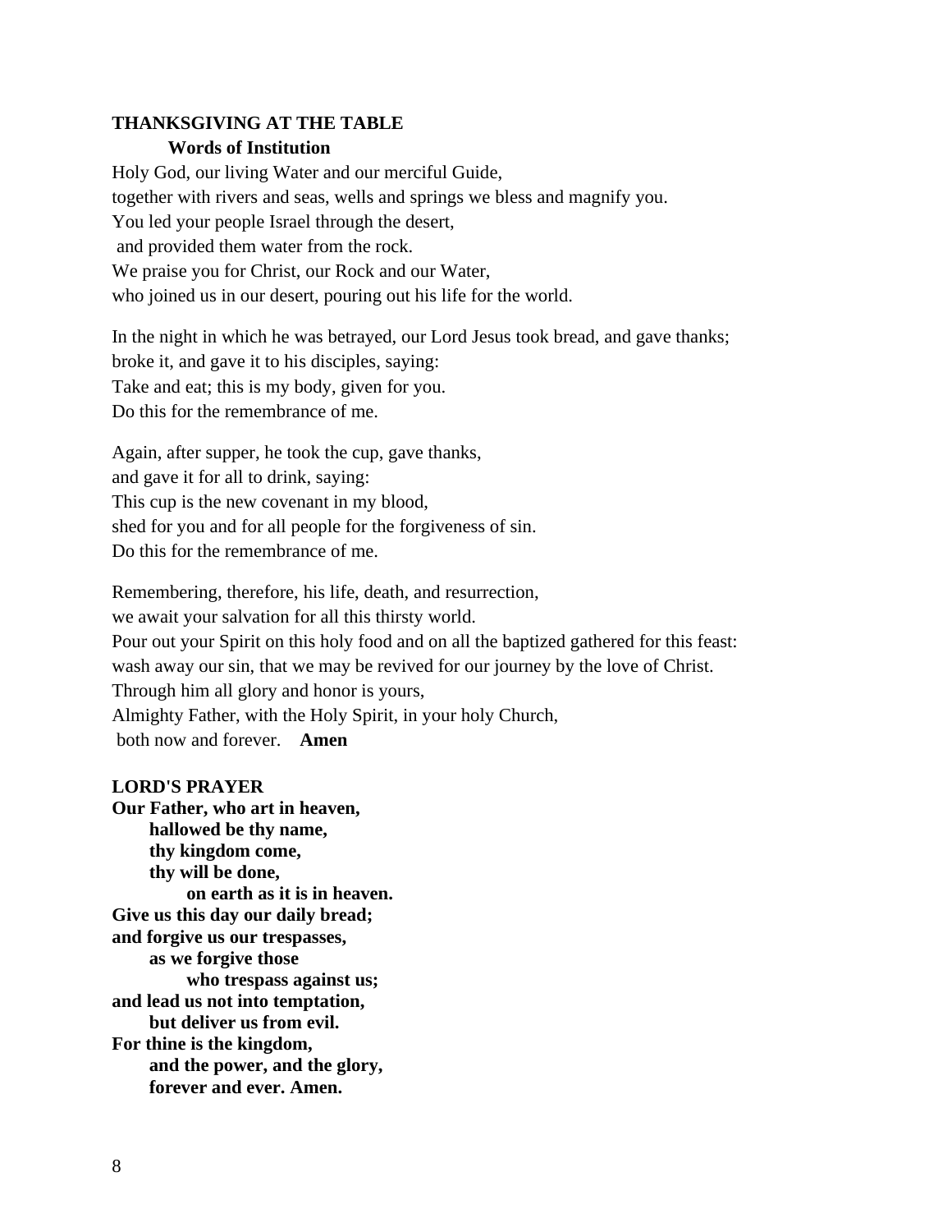**THANKSGIVING AT THE TABLE**

**Words of Institution**

Holy God, our living Water and our merciful Guide,
together with rivers and seas, wells and springs we bless and magnify you.
You led your people Israel through the desert,
and provided them water from the rock.
We praise you for Christ, our Rock and our Water,
who joined us in our desert, pouring out his life for the world.

In the night in which he was betrayed, our Lord Jesus took bread, and gave thanks;
broke it, and gave it to his disciples, saying:
Take and eat; this is my body, given for you.
Do this for the remembrance of me.

Again, after supper, he took the cup, gave thanks,
and gave it for all to drink, saying:
This cup is the new covenant in my blood,
shed for you and for all people for the forgiveness of sin.
Do this for the remembrance of me.

Remembering, therefore, his life, death, and resurrection,
we await your salvation for all this thirsty world.
Pour out your Spirit on this holy food and on all the baptized gathered for this feast:
wash away our sin, that we may be revived for our journey by the love of Christ.
Through him all glory and honor is yours,
Almighty Father, with the Holy Spirit, in your holy Church,
both now and forever. **Amen**

**LORD'S PRAYER**

**Our Father, who art in heaven,**
**hallowed be thy name,**
**thy kingdom come,**
**thy will be done,**
**on earth as it is in heaven.**
**Give us this day our daily bread;**
**and forgive us our trespasses,**
**as we forgive those**
**who trespass against us;**
**and lead us not into temptation,**
**but deliver us from evil.**
**For thine is the kingdom,**
**and the power, and the glory,**
**forever and ever. Amen.**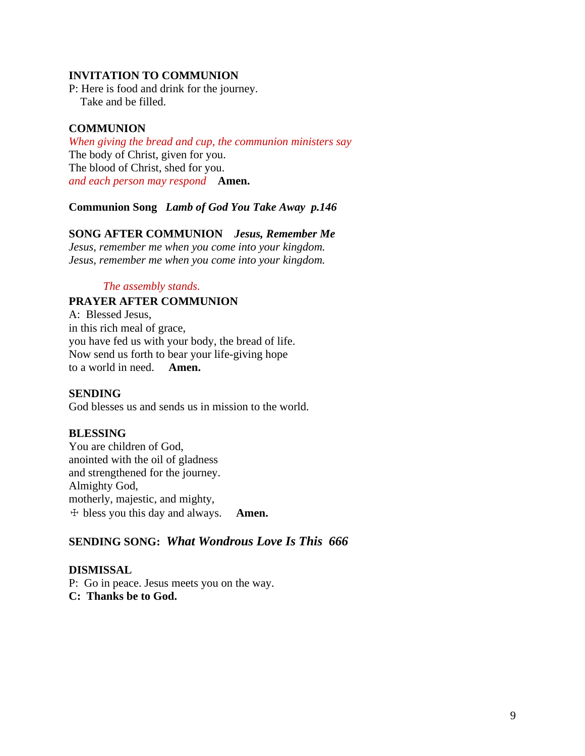**INVITATION TO COMMUNION**
P: Here is food and drink for the journey.
Take and be filled.

**COMMUNION**
*When giving the bread and cup, the communion ministers say*
The body of Christ, given for you.
The blood of Christ, shed for you.
*and each person may respond* **Amen.**

**Communion Song** ***Lamb of God You Take Away p.146***

**SONG AFTER COMMUNION** ***Jesus, Remember Me***
*Jesus, remember me when you come into your kingdom.*
*Jesus, remember me when you come into your kingdom.*

*The assembly stands.*

**PRAYER AFTER COMMUNION**
A: Blessed Jesus,
in this rich meal of grace,
you have fed us with your body, the bread of life.
Now send us forth to bear your life-giving hope
to a world in need. **Amen.**

**SENDING**
God blesses us and sends us in mission to the world.

**BLESSING**
You are children of God,
anointed with the oil of gladness
and strengthened for the journey.
Almighty God,
motherly, majestic, and mighty,
☩ bless you this day and always. **Amen.**

**SENDING SONG:** ***What Wondrous Love Is This 666***

**DISMISSAL**
P: Go in peace. Jesus meets you on the way.
**C: Thanks be to God.**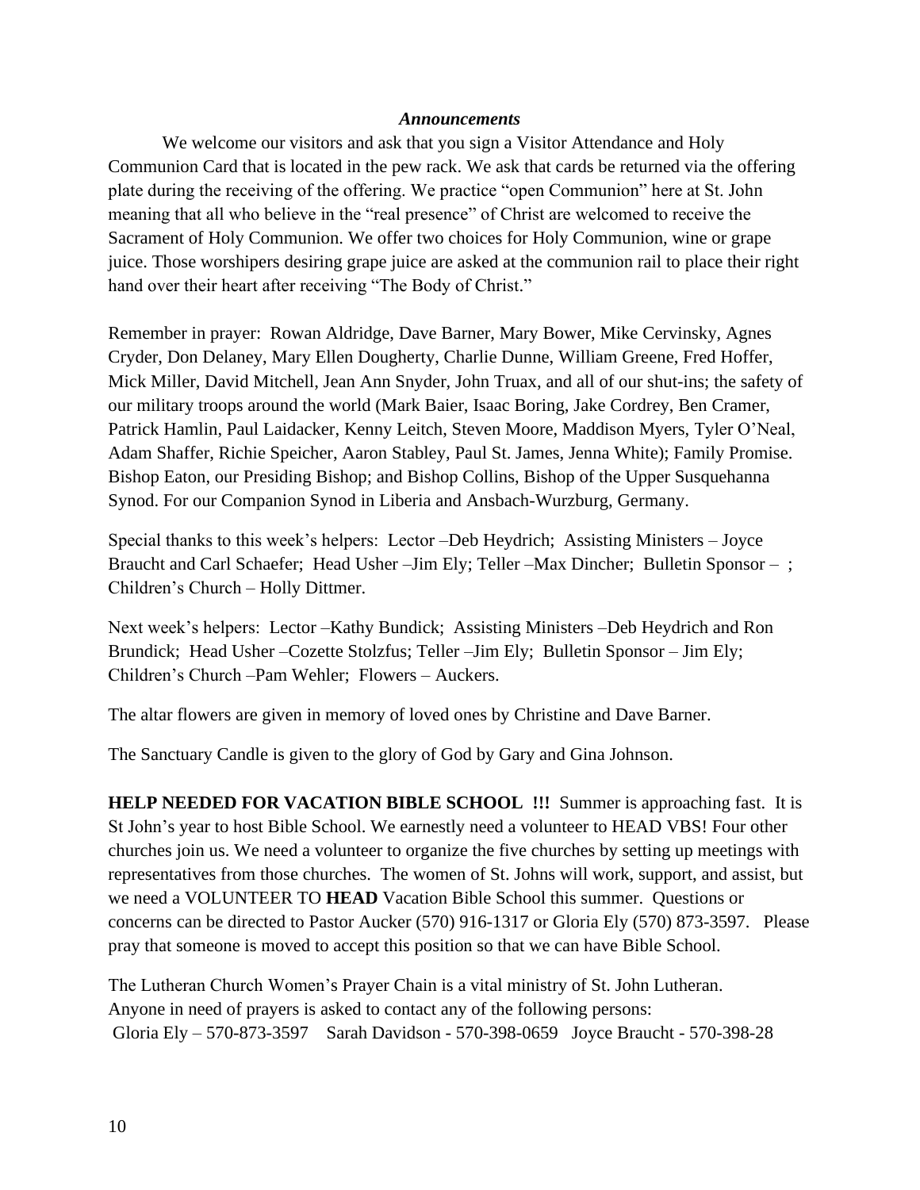### *Announcements*

We welcome our visitors and ask that you sign a Visitor Attendance and Holy Communion Card that is located in the pew rack. We ask that cards be returned via the offering plate during the receiving of the offering. We practice "open Communion" here at St. John meaning that all who believe in the "real presence" of Christ are welcomed to receive the Sacrament of Holy Communion. We offer two choices for Holy Communion, wine or grape juice. Those worshipers desiring grape juice are asked at the communion rail to place their right hand over their heart after receiving "The Body of Christ."

Remember in prayer: Rowan Aldridge, Dave Barner, Mary Bower, Mike Cervinsky, Agnes Cryder, Don Delaney, Mary Ellen Dougherty, Charlie Dunne, William Greene, Fred Hoffer, Mick Miller, David Mitchell, Jean Ann Snyder, John Truax, and all of our shut-ins; the safety of our military troops around the world (Mark Baier, Isaac Boring, Jake Cordrey, Ben Cramer, Patrick Hamlin, Paul Laidacker, Kenny Leitch, Steven Moore, Maddison Myers, Tyler O'Neal, Adam Shaffer, Richie Speicher, Aaron Stabley, Paul St. James, Jenna White); Family Promise. Bishop Eaton, our Presiding Bishop; and Bishop Collins, Bishop of the Upper Susquehanna Synod. For our Companion Synod in Liberia and Ansbach-Wurzburg, Germany.

Special thanks to this week's helpers: Lector –Deb Heydrich; Assisting Ministers – Joyce Braucht and Carl Schaefer; Head Usher –Jim Ely; Teller –Max Dincher; Bulletin Sponsor – ; Children's Church – Holly Dittmer.

Next week's helpers: Lector –Kathy Bundick; Assisting Ministers –Deb Heydrich and Ron Brundick; Head Usher –Cozette Stolzfus; Teller –Jim Ely; Bulletin Sponsor – Jim Ely; Children's Church –Pam Wehler; Flowers – Auckers.

The altar flowers are given in memory of loved ones by Christine and Dave Barner.

The Sanctuary Candle is given to the glory of God by Gary and Gina Johnson.

**HELP NEEDED FOR VACATION BIBLE SCHOOL !!!** Summer is approaching fast. It is St John's year to host Bible School. We earnestly need a volunteer to HEAD VBS! Four other churches join us. We need a volunteer to organize the five churches by setting up meetings with representatives from those churches. The women of St. Johns will work, support, and assist, but we need a VOLUNTEER TO **HEAD** Vacation Bible School this summer. Questions or concerns can be directed to Pastor Aucker (570) 916-1317 or Gloria Ely (570) 873-3597. Please pray that someone is moved to accept this position so that we can have Bible School.

The Lutheran Church Women's Prayer Chain is a vital ministry of St. John Lutheran. Anyone in need of prayers is asked to contact any of the following persons:
Gloria Ely – 570-873-3597 Sarah Davidson - 570-398-0659 Joyce Braucht - 570-398-28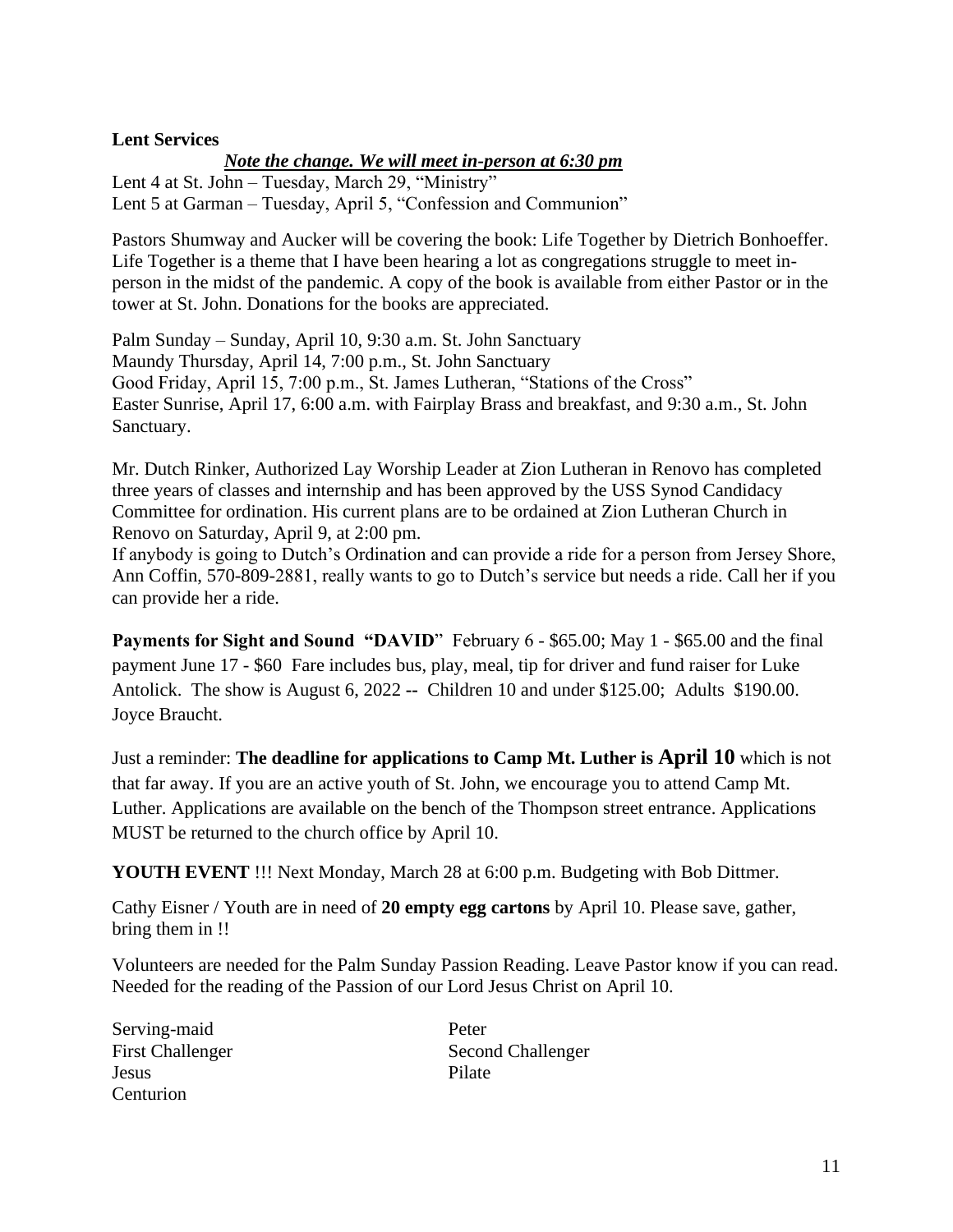**Lent Services**

***Note the change. We will meet in-person at 6:30 pm***

Lent 4 at St. John – Tuesday, March 29, "Ministry"
Lent 5 at Garman – Tuesday, April 5, "Confession and Communion"

Pastors Shumway and Aucker will be covering the book: Life Together by Dietrich Bonhoeffer. Life Together is a theme that I have been hearing a lot as congregations struggle to meet in-person in the midst of the pandemic. A copy of the book is available from either Pastor or in the tower at St. John. Donations for the books are appreciated.

Palm Sunday – Sunday, April 10, 9:30 a.m. St. John Sanctuary
Maundy Thursday, April 14, 7:00 p.m., St. John Sanctuary
Good Friday, April 15, 7:00 p.m., St. James Lutheran, "Stations of the Cross"
Easter Sunrise, April 17, 6:00 a.m. with Fairplay Brass and breakfast, and 9:30 a.m., St. John Sanctuary.

Mr. Dutch Rinker, Authorized Lay Worship Leader at Zion Lutheran in Renovo has completed three years of classes and internship and has been approved by the USS Synod Candidacy Committee for ordination. His current plans are to be ordained at Zion Lutheran Church in Renovo on Saturday, April 9, at 2:00 pm.
If anybody is going to Dutch's Ordination and can provide a ride for a person from Jersey Shore, Ann Coffin, 570-809-2881, really wants to go to Dutch's service but needs a ride. Call her if you can provide her a ride.

**Payments for Sight and Sound "DAVID**" February 6 - $65.00; May 1 - $65.00 and the final payment June 17 - $60 Fare includes bus, play, meal, tip for driver and fund raiser for Luke Antolick. The show is August 6, 2022 -- Children 10 and under $125.00; Adults $190.00. Joyce Braucht.

Just a reminder: **The deadline for applications to Camp Mt. Luther is April 10** which is not that far away. If you are an active youth of St. John, we encourage you to attend Camp Mt. Luther. Applications are available on the bench of the Thompson street entrance. Applications MUST be returned to the church office by April 10.

**YOUTH EVENT** !!! Next Monday, March 28 at 6:00 p.m. Budgeting with Bob Dittmer.

Cathy Eisner / Youth are in need of **20 empty egg cartons** by April 10. Please save, gather, bring them in !!

Volunteers are needed for the Palm Sunday Passion Reading. Leave Pastor know if you can read. Needed for the reading of the Passion of our Lord Jesus Christ on April 10.

Serving-maid
Peter
First Challenger
Second Challenger
Jesus
Pilate
Centurion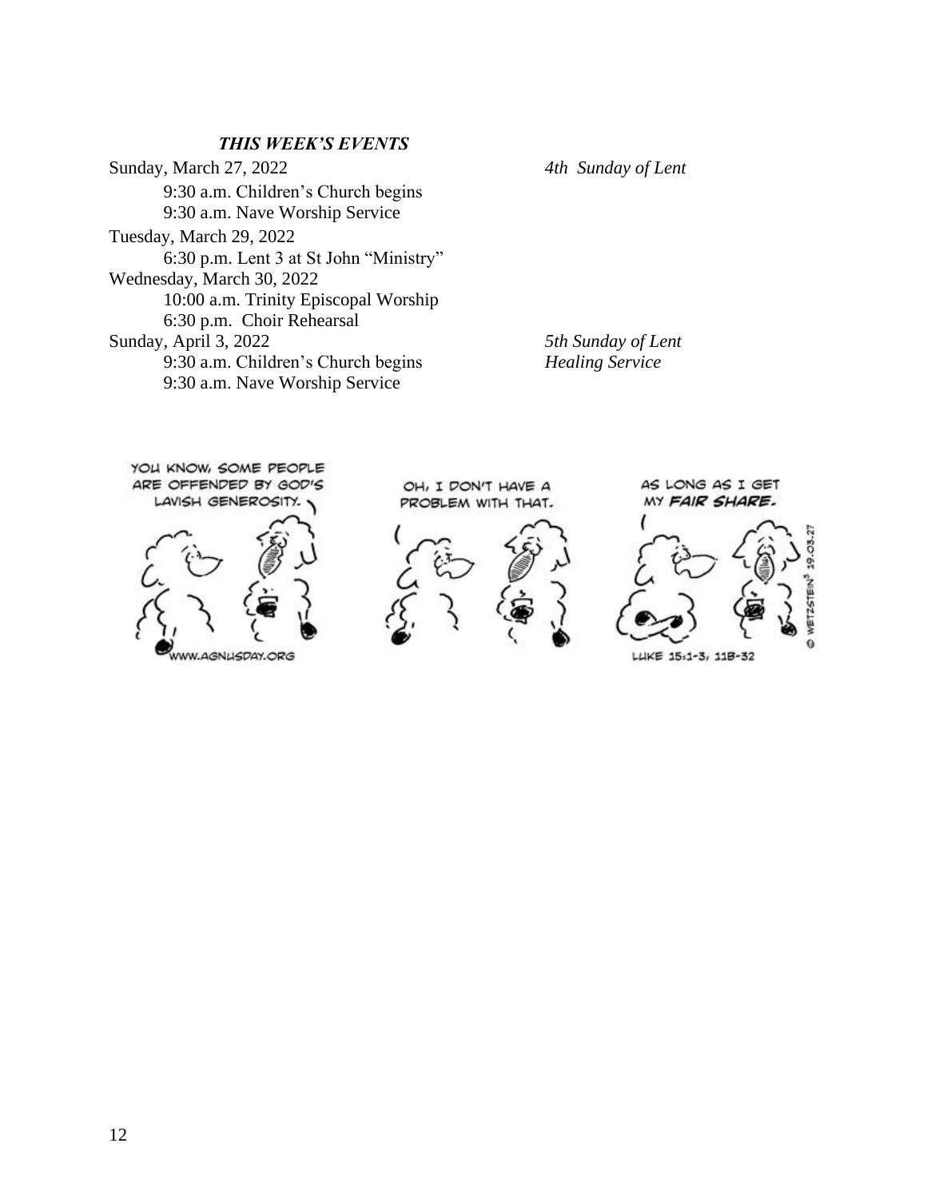### *THIS WEEK'S EVENTS*

Sunday, March 27, 2022 — *4th Sunday of Lent*

- 9:30 a.m. Children's Church begins
- 9:30 a.m. Nave Worship Service

Tuesday, March 29, 2022

- 6:30 p.m. Lent 3 at St John "Ministry"

Wednesday, March 30, 2022

- 10:00 a.m. Trinity Episcopal Worship
- 6:30 p.m. Choir Rehearsal

Sunday, April 3, 2022 — *5th Sunday of Lent*, *Healing Service*

- 9:30 a.m. Children's Church begins
- 9:30 a.m. Nave Worship Service

YOU KNOW, SOME PEOPLE ARE OFFENDED BY GOD'S LAVISH GENEROSITY.

OH, I DON'T HAVE A PROBLEM WITH THAT.

AS LONG AS I GET MY ***FAIR SHARE.***

WWW.AGNUSDAY.ORG

LUKE 15:1-3, 11B-32

© WETZSTEIN[3] 19.03.27